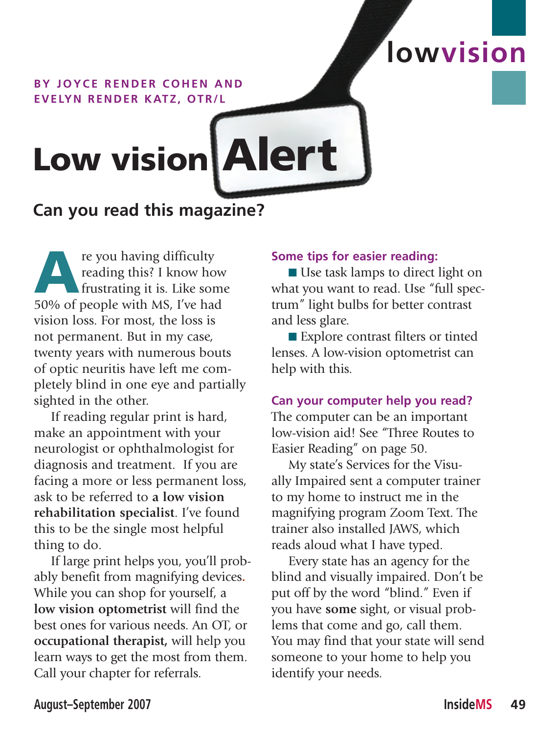BY JOYCE RENDER COHEN AND EVELYN RENDER KATZ, OTR/L

# Low vision Alert

## Can you read this magazine?

Are you having difficulty reading this? I know how frustrating it is. Like some 50% of people with MS, I've had vision loss. For most, the loss is not permanent. But in my case, twenty years with numerous bouts of optic neuritis have left me completely blind in one eye and partially sighted in the other.

If reading regular print is hard, make an appointment with your neurologist or ophthalmologist for diagnosis and treatment. If you are facing a more or less permanent loss, ask to be referred to **a low vision rehabilitation specialist**. I've found this to be the single most helpful thing to do.

If large print helps you, you'll probably benefit from magnifying devices. While you can shop for yourself, a **low vision optometrist** will find the best ones for various needs. An OT, or **occupational therapist,** will help you learn ways to get the most from them. Call your chapter for referrals.

### Some tips for easier reading:

- Use task lamps to direct light on what you want to read. Use "full spectrum" light bulbs for better contrast and less glare.
- Explore contrast filters or tinted lenses. A low-vision optometrist can help with this.

### Can your computer help you read?

The computer can be an important low-vision aid! See "Three Routes to Easier Reading" on page 50.

My state's Services for the Visually Impaired sent a computer trainer to my home to instruct me in the magnifying program Zoom Text. The trainer also installed JAWS, which reads aloud what I have typed.

Every state has an agency for the blind and visually impaired. Don't be put off by the word "blind." Even if you have **some** sight, or visual problems that come and go, call them. You may find that your state will send someone to your home to help you identify your needs.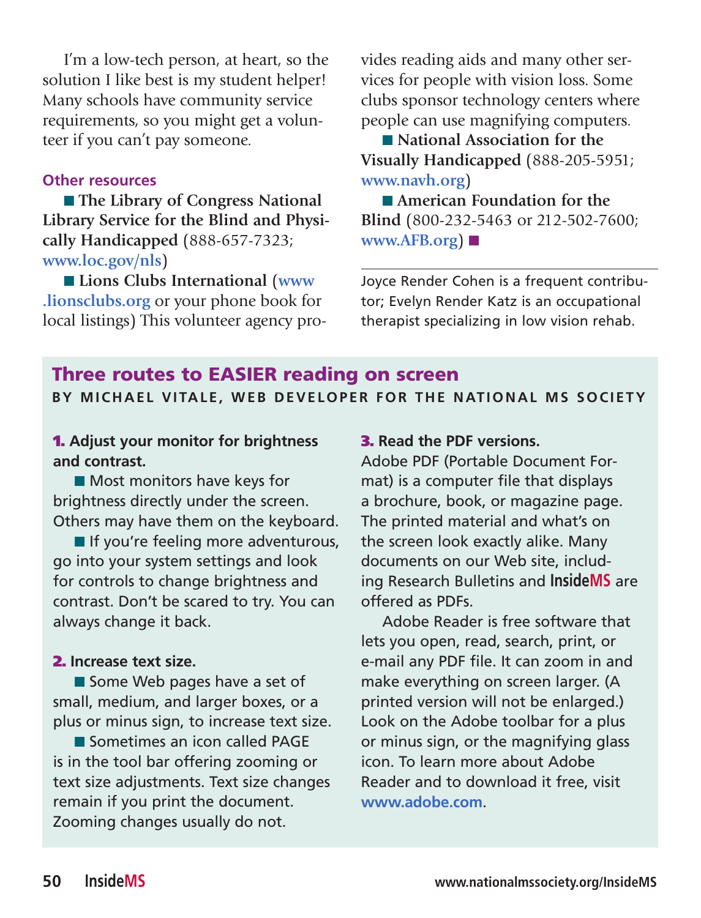I'm a low-tech person, at heart, so the solution I like best is my student helper! Many schools have community service requirements, so you might get a volunteer if you can't pay someone.

### Other resources

- **The Library of Congress National Library Service for the Blind and Physically Handicapped** (888-657-7323; www.loc.gov/nls)
- **Lions Clubs International** (www.lionsclubs.org or your phone book for local listings) This volunteer agency provides reading aids and many other services for people with vision loss. Some clubs sponsor technology centers where people can use magnifying computers.
- **National Association for the Visually Handicapped** (888-205-5951; www.navh.org)
- **American Foundation for the Blind** (800-232-5463 or 212-502-7600; www.AFB.org)

Joyce Render Cohen is a frequent contributor; Evelyn Render Katz is an occupational therapist specializing in low vision rehab.

## Three routes to EASIER reading on screen

**BY MICHAEL VITALE, WEB DEVELOPER FOR THE NATIONAL MS SOCIETY**

**1. Adjust your monitor for brightness and contrast.**

- Most monitors have keys for brightness directly under the screen. Others may have them on the keyboard.
- If you're feeling more adventurous, go into your system settings and look for controls to change brightness and contrast. Don't be scared to try. You can always change it back.

**2. Increase text size.**

- Some Web pages have a set of small, medium, and larger boxes, or a plus or minus sign, to increase text size.
- Sometimes an icon called PAGE is in the tool bar offering zooming or text size adjustments. Text size changes remain if you print the document. Zooming changes usually do not.

**3. Read the PDF versions.**

Adobe PDF (Portable Document Format) is a computer file that displays a brochure, book, or magazine page. The printed material and what's on the screen look exactly alike. Many documents on our Web site, including Research Bulletins and InsideMS are offered as PDFs.

Adobe Reader is free software that lets you open, read, search, print, or e-mail any PDF file. It can zoom in and make everything on screen larger. (A printed version will not be enlarged.) Look on the Adobe toolbar for a plus or minus sign, or the magnifying glass icon. To learn more about Adobe Reader and to download it free, visit www.adobe.com.